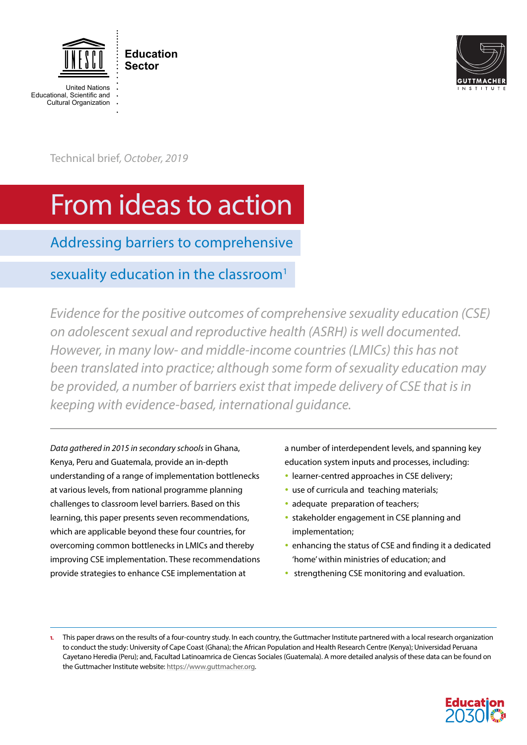UNESCO Education Sector

United Nations Educational, Scientific and Cultural Organization

GUTTMACHER INSTITUTE

Technical brief, *October, 2019*

# From ideas to action

## Addressing barriers to comprehensive sexuality education in the classroom[1]

*Evidence for the positive outcomes of comprehensive sexuality education (CSE) on adolescent sexual and reproductive health (ASRH) is well documented. However, in many low- and middle-income countries (LMICs) this has not been translated into practice; although some form of sexuality education may be provided, a number of barriers exist that impede delivery of CSE that is in keeping with evidence-based, international guidance.*

---

*Data gathered in 2015 in secondary schools* in Ghana, Kenya, Peru and Guatemala, provide an in-depth understanding of a range of implementation bottlenecks at various levels, from national programme planning challenges to classroom level barriers. Based on this learning, this paper presents seven recommendations, which are applicable beyond these four countries, for overcoming common bottlenecks in LMICs and thereby improving CSE implementation. These recommendations provide strategies to enhance CSE implementation at a number of interdependent levels, and spanning key education system inputs and processes, including:

- learner-centred approaches in CSE delivery;
- use of curricula and teaching materials;
- adequate preparation of teachers;
- stakeholder engagement in CSE planning and implementation;
- enhancing the status of CSE and finding it a dedicated 'home' within ministries of education; and
- strengthening CSE monitoring and evaluation.

---

1. This paper draws on the results of a four-country study. In each country, the Guttmacher Institute partnered with a local research organization to conduct the study: University of Cape Coast (Ghana); the African Population and Health Research Centre (Kenya); Universidad Peruana Cayetano Heredia (Peru); and, Facultad Latinoamrica de Ciencas Sociales (Guatemala). A more detailed analysis of these data can be found on the Guttmacher Institute website: https://www.guttmacher.org.

Education 2030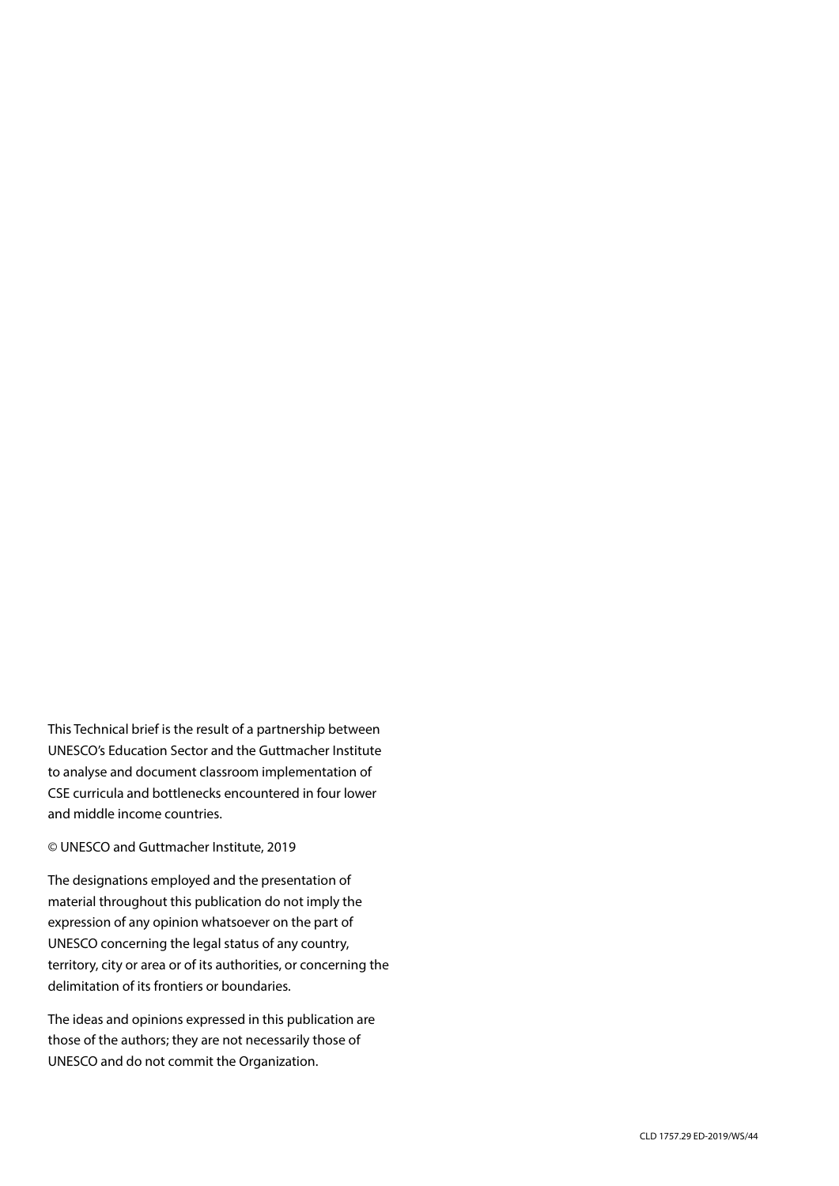This Technical brief is the result of a partnership between UNESCO's Education Sector and the Guttmacher Institute to analyse and document classroom implementation of CSE curricula and bottlenecks encountered in four lower and middle income countries.

© UNESCO and Guttmacher Institute, 2019

The designations employed and the presentation of material throughout this publication do not imply the expression of any opinion whatsoever on the part of UNESCO concerning the legal status of any country, territory, city or area or of its authorities, or concerning the delimitation of its frontiers or boundaries.

The ideas and opinions expressed in this publication are those of the authors; they are not necessarily those of UNESCO and do not commit the Organization.

CLD 1757.29 ED-2019/WS/44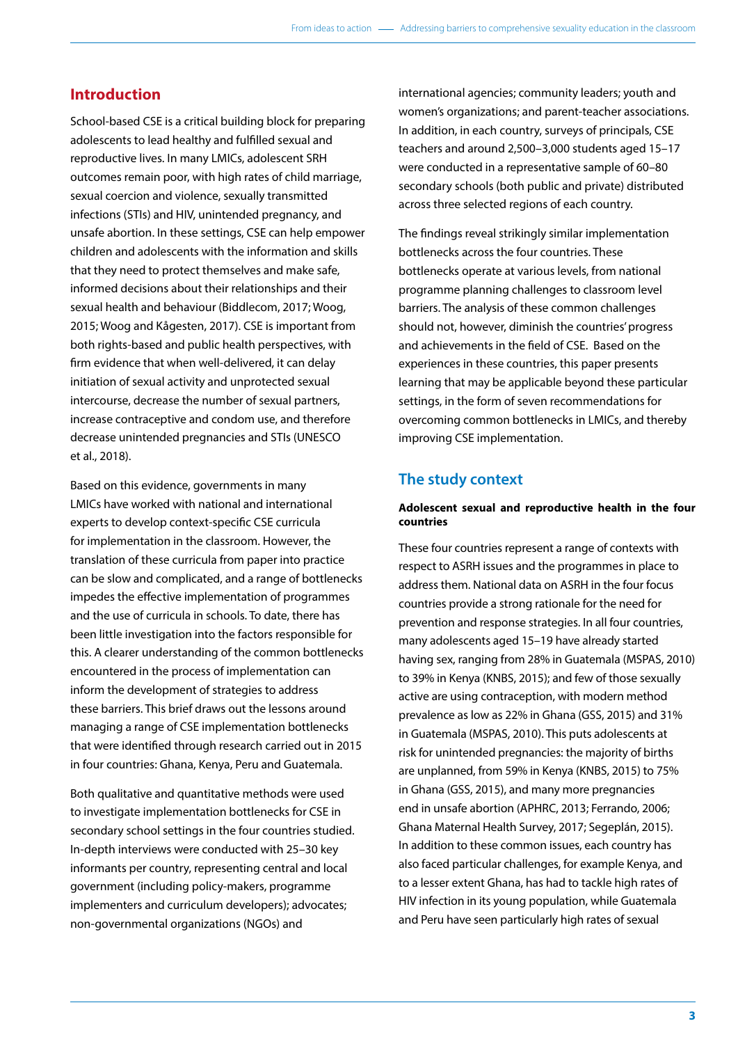## Introduction

School-based CSE is a critical building block for preparing adolescents to lead healthy and fulfilled sexual and reproductive lives. In many LMICs, adolescent SRH outcomes remain poor, with high rates of child marriage, sexual coercion and violence, sexually transmitted infections (STIs) and HIV, unintended pregnancy, and unsafe abortion. In these settings, CSE can help empower children and adolescents with the information and skills that they need to protect themselves and make safe, informed decisions about their relationships and their sexual health and behaviour (Biddlecom, 2017; Woog, 2015; Woog and Kågesten, 2017). CSE is important from both rights-based and public health perspectives, with firm evidence that when well-delivered, it can delay initiation of sexual activity and unprotected sexual intercourse, decrease the number of sexual partners, increase contraceptive and condom use, and therefore decrease unintended pregnancies and STIs (UNESCO et al., 2018).

Based on this evidence, governments in many LMICs have worked with national and international experts to develop context-specific CSE curricula for implementation in the classroom. However, the translation of these curricula from paper into practice can be slow and complicated, and a range of bottlenecks impedes the effective implementation of programmes and the use of curricula in schools. To date, there has been little investigation into the factors responsible for this. A clearer understanding of the common bottlenecks encountered in the process of implementation can inform the development of strategies to address these barriers. This brief draws out the lessons around managing a range of CSE implementation bottlenecks that were identified through research carried out in 2015 in four countries: Ghana, Kenya, Peru and Guatemala.

Both qualitative and quantitative methods were used to investigate implementation bottlenecks for CSE in secondary school settings in the four countries studied. In-depth interviews were conducted with 25–30 key informants per country, representing central and local government (including policy-makers, programme implementers and curriculum developers); advocates; non-governmental organizations (NGOs) and international agencies; community leaders; youth and women's organizations; and parent-teacher associations. In addition, in each country, surveys of principals, CSE teachers and around 2,500–3,000 students aged 15–17 were conducted in a representative sample of 60–80 secondary schools (both public and private) distributed across three selected regions of each country.

The findings reveal strikingly similar implementation bottlenecks across the four countries. These bottlenecks operate at various levels, from national programme planning challenges to classroom level barriers. The analysis of these common challenges should not, however, diminish the countries' progress and achievements in the field of CSE. Based on the experiences in these countries, this paper presents learning that may be applicable beyond these particular settings, in the form of seven recommendations for overcoming common bottlenecks in LMICs, and thereby improving CSE implementation.

## The study context

**Adolescent sexual and reproductive health in the four countries**

These four countries represent a range of contexts with respect to ASRH issues and the programmes in place to address them. National data on ASRH in the four focus countries provide a strong rationale for the need for prevention and response strategies. In all four countries, many adolescents aged 15–19 have already started having sex, ranging from 28% in Guatemala (MSPAS, 2010) to 39% in Kenya (KNBS, 2015); and few of those sexually active are using contraception, with modern method prevalence as low as 22% in Ghana (GSS, 2015) and 31% in Guatemala (MSPAS, 2010). This puts adolescents at risk for unintended pregnancies: the majority of births are unplanned, from 59% in Kenya (KNBS, 2015) to 75% in Ghana (GSS, 2015), and many more pregnancies end in unsafe abortion (APHRC, 2013; Ferrando, 2006; Ghana Maternal Health Survey, 2017; Segeplán, 2015). In addition to these common issues, each country has also faced particular challenges, for example Kenya, and to a lesser extent Ghana, has had to tackle high rates of HIV infection in its young population, while Guatemala and Peru have seen particularly high rates of sexual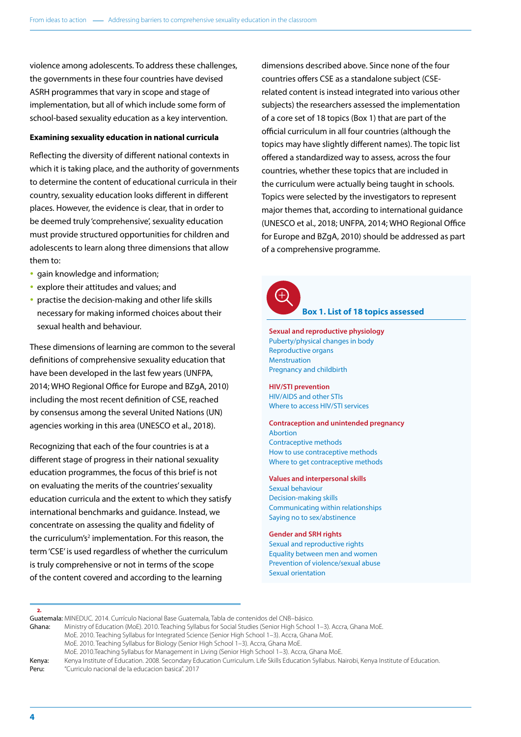violence among adolescents. To address these challenges, the governments in these four countries have devised ASRH programmes that vary in scope and stage of implementation, but all of which include some form of school-based sexuality education as a key intervention.

**Examining sexuality education in national curricula**

Reflecting the diversity of different national contexts in which it is taking place, and the authority of governments to determine the content of educational curricula in their country, sexuality education looks different in different places. However, the evidence is clear, that in order to be deemed truly 'comprehensive', sexuality education must provide structured opportunities for children and adolescents to learn along three dimensions that allow them to:

- gain knowledge and information;
- explore their attitudes and values; and
- practise the decision-making and other life skills necessary for making informed choices about their sexual health and behaviour.

These dimensions of learning are common to the several definitions of comprehensive sexuality education that have been developed in the last few years (UNFPA, 2014; WHO Regional Office for Europe and BZgA, 2010) including the most recent definition of CSE, reached by consensus among the several United Nations (UN) agencies working in this area (UNESCO et al., 2018).

Recognizing that each of the four countries is at a different stage of progress in their national sexuality education programmes, the focus of this brief is not on evaluating the merits of the countries' sexuality education curricula and the extent to which they satisfy international benchmarks and guidance. Instead, we concentrate on assessing the quality and fidelity of the curriculum's[2] implementation. For this reason, the term 'CSE' is used regardless of whether the curriculum is truly comprehensive or not in terms of the scope of the content covered and according to the learning dimensions described above. Since none of the four countries offers CSE as a standalone subject (CSE-related content is instead integrated into various other subjects) the researchers assessed the implementation of a core set of 18 topics (Box 1) that are part of the official curriculum in all four countries (although the topics may have slightly different names). The topic list offered a standardized way to assess, across the four countries, whether these topics that are included in the curriculum were actually being taught in schools. Topics were selected by the investigators to represent major themes that, according to international guidance (UNESCO et al., 2018; UNFPA, 2014; WHO Regional Office for Europe and BZgA, 2010) should be addressed as part of a comprehensive programme.

**Box 1. List of 18 topics assessed**

**Sexual and reproductive physiology**
Puberty/physical changes in body
Reproductive organs
Menstruation
Pregnancy and childbirth

**HIV/STI prevention**
HIV/AIDS and other STIs
Where to access HIV/STI services

**Contraception and unintended pregnancy**
Abortion
Contraceptive methods
How to use contraceptive methods
Where to get contraceptive methods

**Values and interpersonal skills**
Sexual behaviour
Decision-making skills
Communicating within relationships
Saying no to sex/abstinence

**Gender and SRH rights**
Sexual and reproductive rights
Equality between men and women
Prevention of violence/sexual abuse
Sexual orientation

---

2.
Guatemala: MINEDUC. 2014. Currículo Nacional Base Guatemala, Tabla de contenidos del CNB–básico.
Ghana: Ministry of Education (MoE). 2010. Teaching Syllabus for Social Studies (Senior High School 1–3). Accra, Ghana MoE.
MoE. 2010. Teaching Syllabus for Integrated Science (Senior High School 1–3). Accra, Ghana MoE.
MoE. 2010. Teaching Syllabus for Biology (Senior High School 1–3). Accra, Ghana MoE.
MoE. 2010.Teaching Syllabus for Management in Living (Senior High School 1–3). Accra, Ghana MoE.
Kenya: Kenya Institute of Education. 2008. Secondary Education Curriculum. Life Skills Education Syllabus. Nairobi, Kenya Institute of Education.
Peru: "Curriculo nacional de la educacion basica". 2017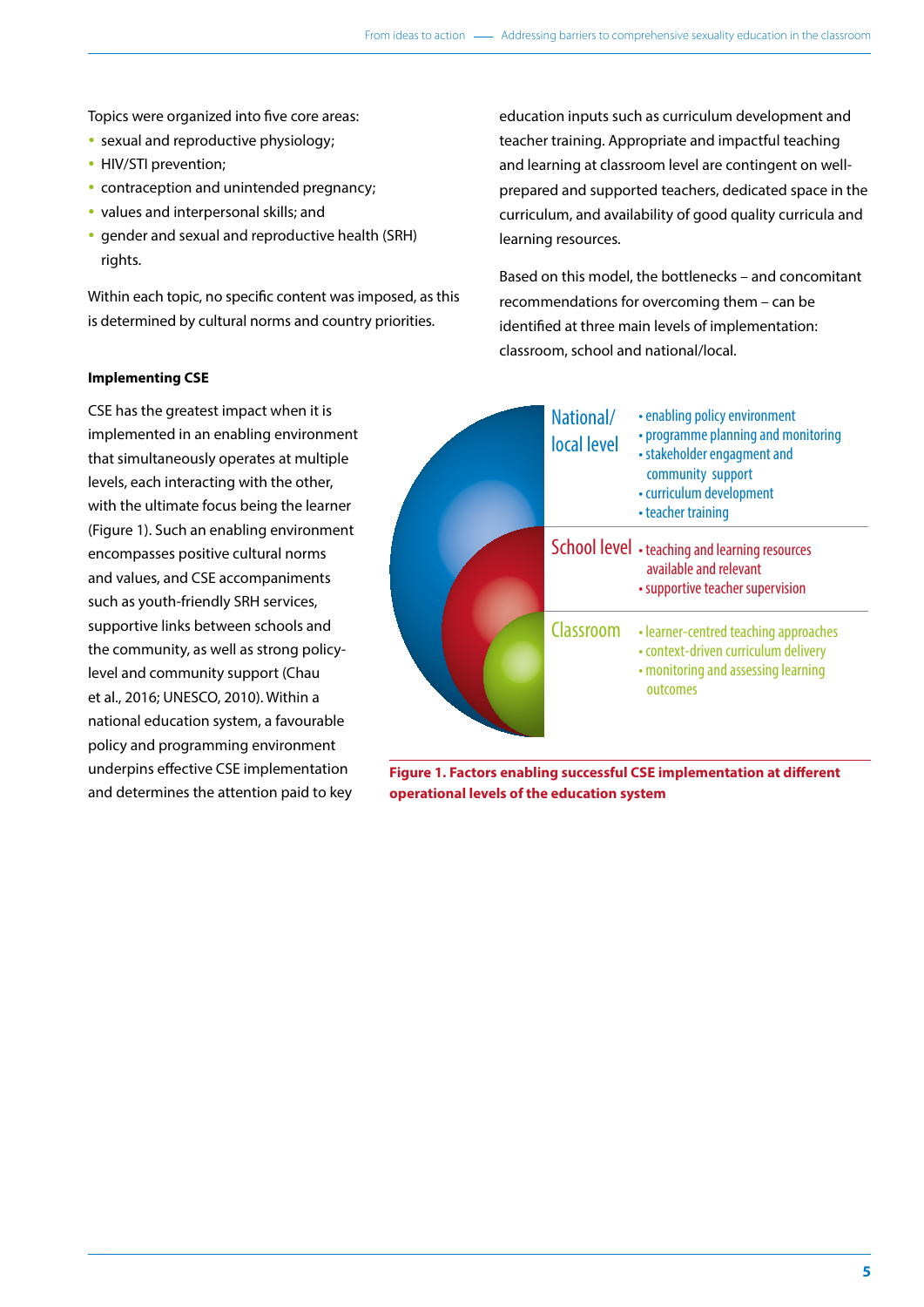Topics were organized into five core areas:

- sexual and reproductive physiology;
- HIV/STI prevention;
- contraception and unintended pregnancy;
- values and interpersonal skills; and
- gender and sexual and reproductive health (SRH) rights.

Within each topic, no specific content was imposed, as this is determined by cultural norms and country priorities.

**Implementing CSE**

CSE has the greatest impact when it is implemented in an enabling environment that simultaneously operates at multiple levels, each interacting with the other, with the ultimate focus being the learner (Figure 1). Such an enabling environment encompasses positive cultural norms and values, and CSE accompaniments such as youth-friendly SRH services, supportive links between schools and the community, as well as strong policy-level and community support (Chau et al., 2016; UNESCO, 2010). Within a national education system, a favourable policy and programming environment underpins effective CSE implementation and determines the attention paid to key education inputs such as curriculum development and teacher training. Appropriate and impactful teaching and learning at classroom level are contingent on well-prepared and supported teachers, dedicated space in the curriculum, and availability of good quality curricula and learning resources.

Based on this model, the bottlenecks – and concomitant recommendations for overcoming them – can be identified at three main levels of implementation: classroom, school and national/local.

National/local level
- enabling policy environment
- programme planning and monitoring
- stakeholder engagment and community support
- curriculum development
- teacher training

School level
- teaching and learning resources available and relevant
- supportive teacher supervision

Classroom
- learner-centred teaching approaches
- context-driven curriculum delivery
- monitoring and assessing learning outcomes

**Figure 1. Factors enabling successful CSE implementation at different operational levels of the education system**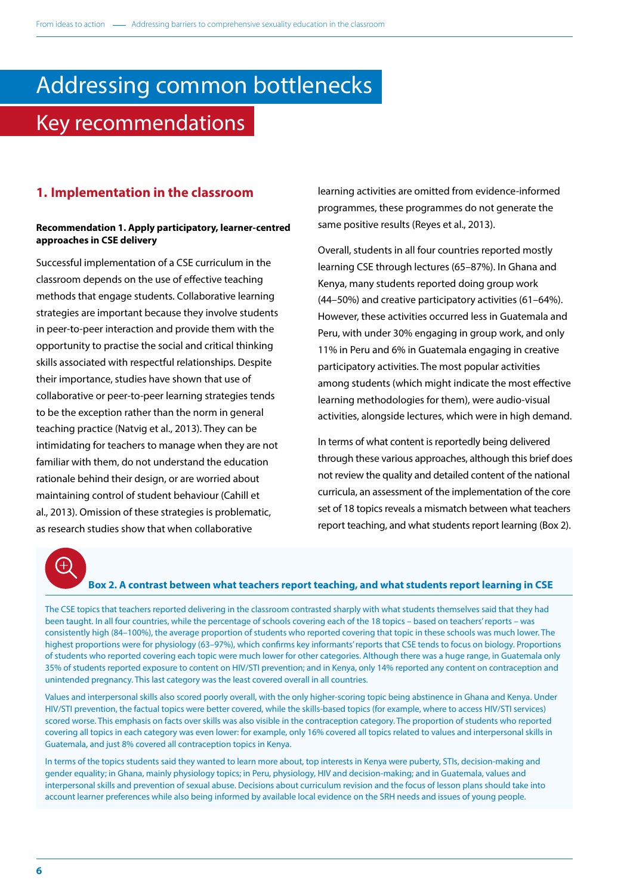# Addressing common bottlenecks

## Key recommendations

### 1. Implementation in the classroom

**Recommendation 1. Apply participatory, learner-centred approaches in CSE delivery**

Successful implementation of a CSE curriculum in the classroom depends on the use of effective teaching methods that engage students. Collaborative learning strategies are important because they involve students in peer-to-peer interaction and provide them with the opportunity to practise the social and critical thinking skills associated with respectful relationships. Despite their importance, studies have shown that use of collaborative or peer-to-peer learning strategies tends to be the exception rather than the norm in general teaching practice (Natvig et al., 2013). They can be intimidating for teachers to manage when they are not familiar with them, do not understand the education rationale behind their design, or are worried about maintaining control of student behaviour (Cahill et al., 2013). Omission of these strategies is problematic, as research studies show that when collaborative learning activities are omitted from evidence-informed programmes, these programmes do not generate the same positive results (Reyes et al., 2013).

Overall, students in all four countries reported mostly learning CSE through lectures (65–87%). In Ghana and Kenya, many students reported doing group work (44–50%) and creative participatory activities (61–64%). However, these activities occurred less in Guatemala and Peru, with under 30% engaging in group work, and only 11% in Peru and 6% in Guatemala engaging in creative participatory activities. The most popular activities among students (which might indicate the most effective learning methodologies for them), were audio-visual activities, alongside lectures, which were in high demand.

In terms of what content is reportedly being delivered through these various approaches, although this brief does not review the quality and detailed content of the national curricula, an assessment of the implementation of the core set of 18 topics reveals a mismatch between what teachers report teaching, and what students report learning (Box 2).

**Box 2. A contrast between what teachers report teaching, and what students report learning in CSE**

The CSE topics that teachers reported delivering in the classroom contrasted sharply with what students themselves said that they had been taught. In all four countries, while the percentage of schools covering each of the 18 topics – based on teachers' reports – was consistently high (84–100%), the average proportion of students who reported covering that topic in these schools was much lower. The highest proportions were for physiology (63–97%), which confirms key informants' reports that CSE tends to focus on biology. Proportions of students who reported covering each topic were much lower for other categories. Although there was a huge range, in Guatemala only 35% of students reported exposure to content on HIV/STI prevention; and in Kenya, only 14% reported any content on contraception and unintended pregnancy. This last category was the least covered overall in all countries.

Values and interpersonal skills also scored poorly overall, with the only higher-scoring topic being abstinence in Ghana and Kenya. Under HIV/STI prevention, the factual topics were better covered, while the skills-based topics (for example, where to access HIV/STI services) scored worse. This emphasis on facts over skills was also visible in the contraception category. The proportion of students who reported covering all topics in each category was even lower: for example, only 16% covered all topics related to values and interpersonal skills in Guatemala, and just 8% covered all contraception topics in Kenya.

In terms of the topics students said they wanted to learn more about, top interests in Kenya were puberty, STIs, decision-making and gender equality; in Ghana, mainly physiology topics; in Peru, physiology, HIV and decision-making; and in Guatemala, values and interpersonal skills and prevention of sexual abuse. Decisions about curriculum revision and the focus of lesson plans should take into account learner preferences while also being informed by available local evidence on the SRH needs and issues of young people.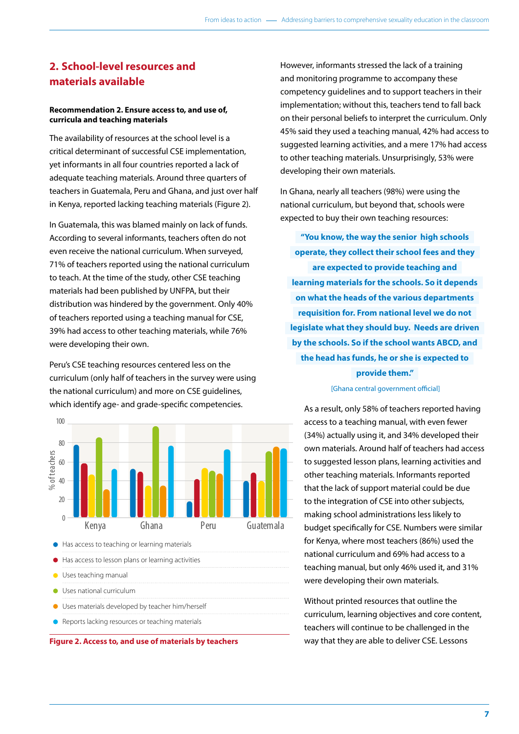## 2. School-level resources and materials available

**Recommendation 2. Ensure access to, and use of, curricula and teaching materials**

The availability of resources at the school level is a critical determinant of successful CSE implementation, yet informants in all four countries reported a lack of adequate teaching materials. Around three quarters of teachers in Guatemala, Peru and Ghana, and just over half in Kenya, reported lacking teaching materials (Figure 2).

In Guatemala, this was blamed mainly on lack of funds. According to several informants, teachers often do not even receive the national curriculum. When surveyed, 71% of teachers reported using the national curriculum to teach. At the time of the study, other CSE teaching materials had been published by UNFPA, but their distribution was hindered by the government. Only 40% of teachers reported using a teaching manual for CSE, 39% had access to other teaching materials, while 76% were developing their own.

Peru's CSE teaching resources centered less on the curriculum (only half of teachers in the survey were using the national curriculum) and more on CSE guidelines, which identify age- and grade-specific competencies.

- Has access to teaching or learning materials
- Has access to lesson plans or learning activities
- Uses teaching manual
- Uses national curriculum
- Uses materials developed by teacher him/herself
- Reports lacking resources or teaching materials

**Figure 2. Access to, and use of materials by teachers**

However, informants stressed the lack of a training and monitoring programme to accompany these competency guidelines and to support teachers in their implementation; without this, teachers tend to fall back on their personal beliefs to interpret the curriculum. Only 45% said they used a teaching manual, 42% had access to suggested learning activities, and a mere 17% had access to other teaching materials. Unsurprisingly, 53% were developing their own materials.

In Ghana, nearly all teachers (98%) were using the national curriculum, but beyond that, schools were expected to buy their own teaching resources:

> **"You know, the way the senior high schools operate, they collect their school fees and they are expected to provide teaching and learning materials for the schools. So it depends on what the heads of the various departments requisition for. From national level we do not legislate what they should buy. Needs are driven by the schools. So if the school wants ABCD, and the head has funds, he or she is expected to provide them."**
>
> [Ghana central government official]

As a result, only 58% of teachers reported having access to a teaching manual, with even fewer (34%) actually using it, and 34% developed their own materials. Around half of teachers had access to suggested lesson plans, learning activities and other teaching materials. Informants reported that the lack of support material could be due to the integration of CSE into other subjects, making school administrations less likely to budget specifically for CSE. Numbers were similar for Kenya, where most teachers (86%) used the national curriculum and 69% had access to a teaching manual, but only 46% used it, and 31% were developing their own materials.

Without printed resources that outline the curriculum, learning objectives and core content, teachers will continue to be challenged in the way that they are able to deliver CSE. Lessons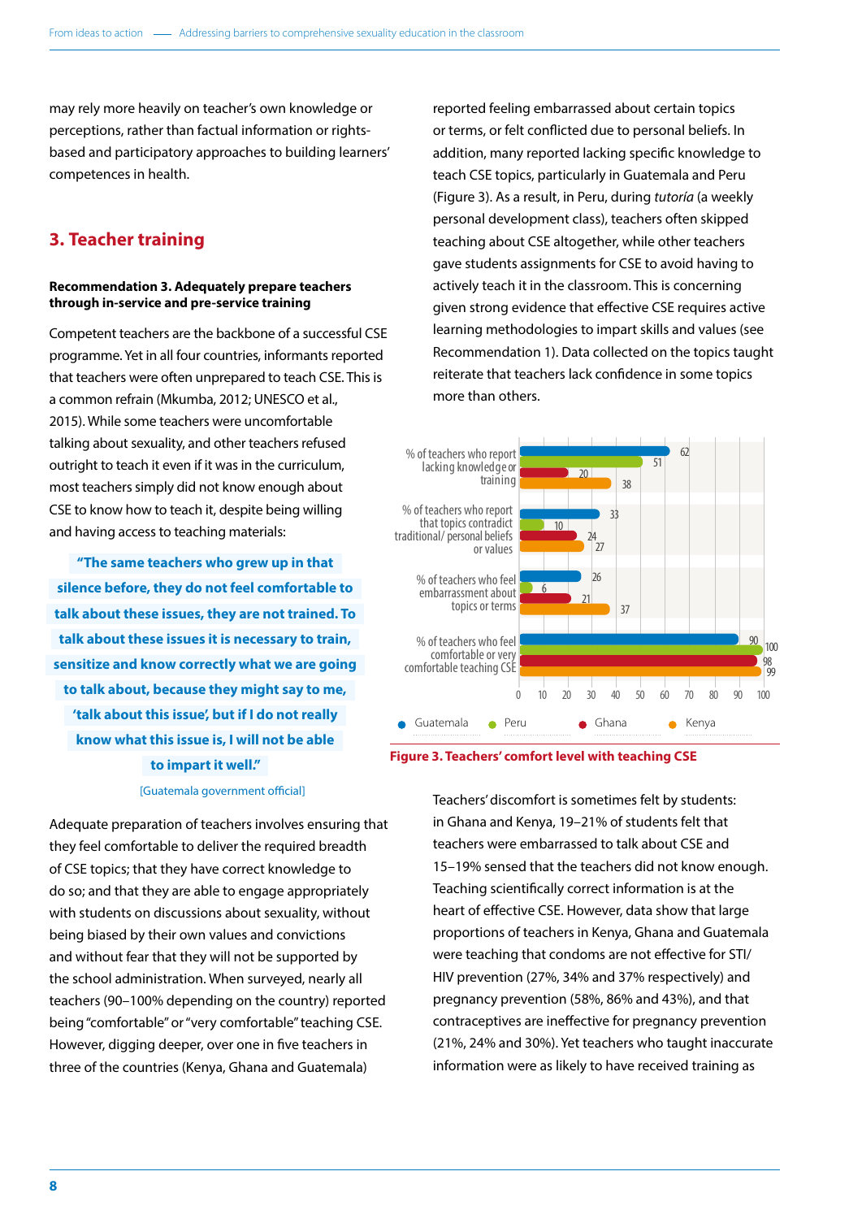may rely more heavily on teacher's own knowledge or perceptions, rather than factual information or rights-based and participatory approaches to building learners' competences in health.

## 3. Teacher training

**Recommendation 3. Adequately prepare teachers through in-service and pre-service training**

Competent teachers are the backbone of a successful CSE programme. Yet in all four countries, informants reported that teachers were often unprepared to teach CSE. This is a common refrain (Mkumba, 2012; UNESCO et al., 2015). While some teachers were uncomfortable talking about sexuality, and other teachers refused outright to teach it even if it was in the curriculum, most teachers simply did not know enough about CSE to know how to teach it, despite being willing and having access to teaching materials:

> **"The same teachers who grew up in that silence before, they do not feel comfortable to talk about these issues, they are not trained. To talk about these issues it is necessary to train, sensitize and know correctly what we are going to talk about, because they might say to me, 'talk about this issue', but if I do not really know what this issue is, I will not be able to impart it well."**
>
> [Guatemala government official]

Adequate preparation of teachers involves ensuring that they feel comfortable to deliver the required breadth of CSE topics; that they have correct knowledge to do so; and that they are able to engage appropriately with students on discussions about sexuality, without being biased by their own values and convictions and without fear that they will not be supported by the school administration. When surveyed, nearly all teachers (90–100% depending on the country) reported being "comfortable" or "very comfortable" teaching CSE. However, digging deeper, over one in five teachers in three of the countries (Kenya, Ghana and Guatemala) reported feeling embarrassed about certain topics or terms, or felt conflicted due to personal beliefs. In addition, many reported lacking specific knowledge to teach CSE topics, particularly in Guatemala and Peru (Figure 3). As a result, in Peru, during *tutoría* (a weekly personal development class), teachers often skipped teaching about CSE altogether, while other teachers gave students assignments for CSE to avoid having to actively teach it in the classroom. This is concerning given strong evidence that effective CSE requires active learning methodologies to impart skills and values (see Recommendation 1). Data collected on the topics taught reiterate that teachers lack confidence in some topics more than others.

| | Guatemala | Peru | Ghana | Kenya |
|---|---|---|---|---|
| % of teachers who report lacking knowledge or training | 62 | 51 | 20 | 38 |
| % of teachers who report that topics contradict traditional/ personal beliefs or values | 33 | 10 | 24 | 27 |
| % of teachers who feel embarrassment about topics or terms | 26 | 6 | 21 | 37 |
| % of teachers who feel comfortable or very comfortable teaching CSE | 90 | 100 | 98 | 99 |

**Figure 3. Teachers' comfort level with teaching CSE**

Teachers' discomfort is sometimes felt by students: in Ghana and Kenya, 19–21% of students felt that teachers were embarrassed to talk about CSE and 15–19% sensed that the teachers did not know enough. Teaching scientifically correct information is at the heart of effective CSE. However, data show that large proportions of teachers in Kenya, Ghana and Guatemala were teaching that condoms are not effective for STI/ HIV prevention (27%, 34% and 37% respectively) and pregnancy prevention (58%, 86% and 43%), and that contraceptives are ineffective for pregnancy prevention (21%, 24% and 30%). Yet teachers who taught inaccurate information were as likely to have received training as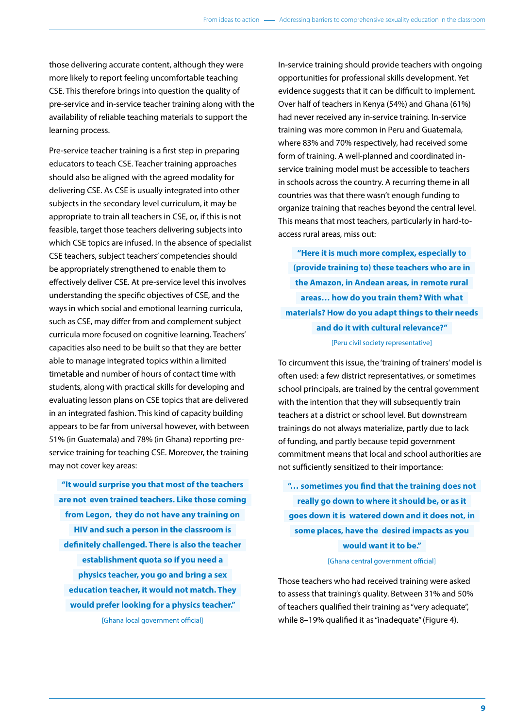those delivering accurate content, although they were more likely to report feeling uncomfortable teaching CSE. This therefore brings into question the quality of pre-service and in-service teacher training along with the availability of reliable teaching materials to support the learning process.

Pre-service teacher training is a first step in preparing educators to teach CSE. Teacher training approaches should also be aligned with the agreed modality for delivering CSE. As CSE is usually integrated into other subjects in the secondary level curriculum, it may be appropriate to train all teachers in CSE, or, if this is not feasible, target those teachers delivering subjects into which CSE topics are infused. In the absence of specialist CSE teachers, subject teachers' competencies should be appropriately strengthened to enable them to effectively deliver CSE. At pre-service level this involves understanding the specific objectives of CSE, and the ways in which social and emotional learning curricula, such as CSE, may differ from and complement subject curricula more focused on cognitive learning. Teachers' capacities also need to be built so that they are better able to manage integrated topics within a limited timetable and number of hours of contact time with students, along with practical skills for developing and evaluating lesson plans on CSE topics that are delivered in an integrated fashion. This kind of capacity building appears to be far from universal however, with between 51% (in Guatemala) and 78% (in Ghana) reporting pre-service training for teaching CSE. Moreover, the training may not cover key areas:

> **"It would surprise you that most of the teachers are not even trained teachers. Like those coming from Legon, they do not have any training on HIV and such a person in the classroom is definitely challenged. There is also the teacher establishment quota so if you need a physics teacher, you go and bring a sex education teacher, it would not match. They would prefer looking for a physics teacher."**
>
> [Ghana local government official]

In-service training should provide teachers with ongoing opportunities for professional skills development. Yet evidence suggests that it can be difficult to implement. Over half of teachers in Kenya (54%) and Ghana (61%) had never received any in-service training. In-service training was more common in Peru and Guatemala, where 83% and 70% respectively, had received some form of training. A well-planned and coordinated in-service training model must be accessible to teachers in schools across the country. A recurring theme in all countries was that there wasn't enough funding to organize training that reaches beyond the central level. This means that most teachers, particularly in hard-to-access rural areas, miss out:

> **"Here it is much more complex, especially to (provide training to) these teachers who are in the Amazon, in Andean areas, in remote rural areas… how do you train them? With what materials? How do you adapt things to their needs and do it with cultural relevance?"**
>
> [Peru civil society representative]

To circumvent this issue, the 'training of trainers' model is often used: a few district representatives, or sometimes school principals, are trained by the central government with the intention that they will subsequently train teachers at a district or school level. But downstream trainings do not always materialize, partly due to lack of funding, and partly because tepid government commitment means that local and school authorities are not sufficiently sensitized to their importance:

> **"… sometimes you find that the training does not really go down to where it should be, or as it goes down it is watered down and it does not, in some places, have the desired impacts as you would want it to be."**
>
> [Ghana central government official]

Those teachers who had received training were asked to assess that training's quality. Between 31% and 50% of teachers qualified their training as "very adequate", while 8–19% qualified it as "inadequate" (Figure 4).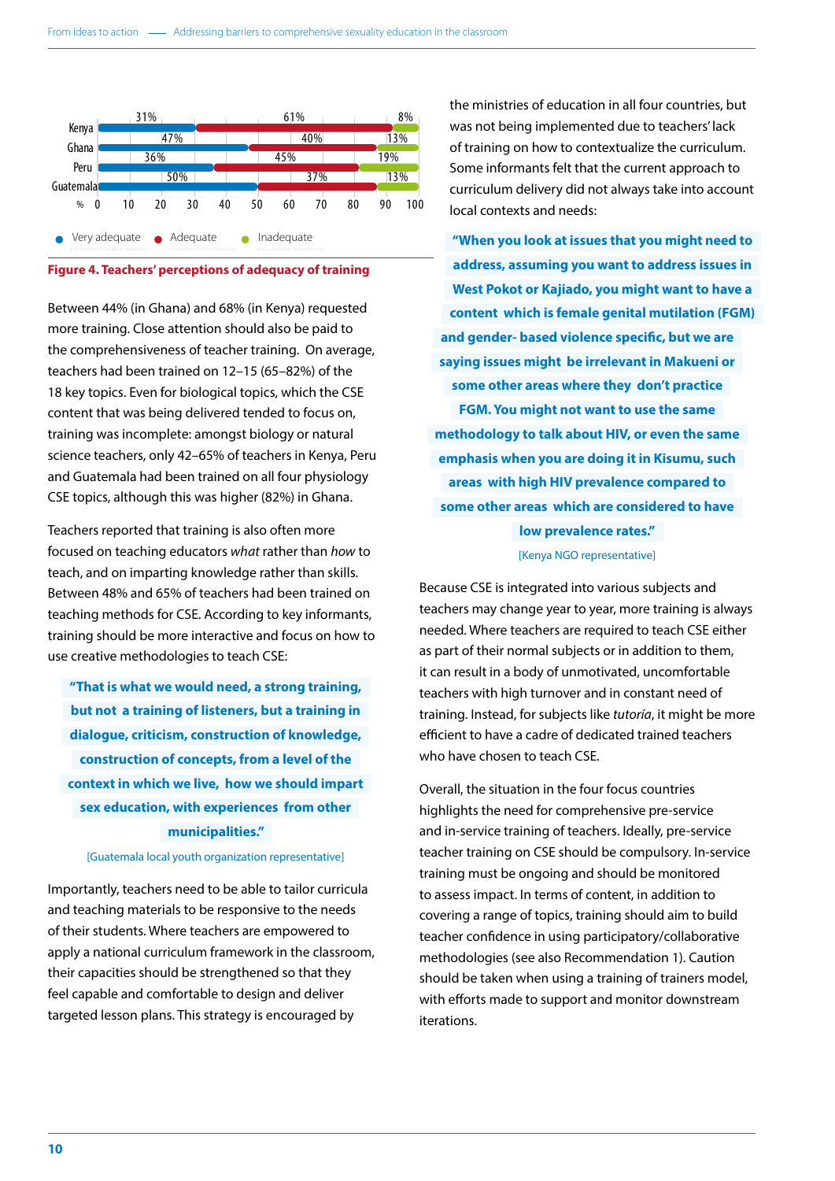| | Very adequate | Adequate | Inadequate |
|---|---|---|---|
| Kenya | 31% | 61% | 8% |
| Ghana | 47% | 40% | 13% |
| Peru | 36% | 45% | 19% |
| Guatemala | 50% | 37% | 13% |

**Figure 4. Teachers' perceptions of adequacy of training**

Between 44% (in Ghana) and 68% (in Kenya) requested more training. Close attention should also be paid to the comprehensiveness of teacher training. On average, teachers had been trained on 12–15 (65–82%) of the 18 key topics. Even for biological topics, which the CSE content that was being delivered tended to focus on, training was incomplete: amongst biology or natural science teachers, only 42–65% of teachers in Kenya, Peru and Guatemala had been trained on all four physiology CSE topics, although this was higher (82%) in Ghana.

Teachers reported that training is also often more focused on teaching educators *what* rather than *how* to teach, and on imparting knowledge rather than skills. Between 48% and 65% of teachers had been trained on teaching methods for CSE. According to key informants, training should be more interactive and focus on how to use creative methodologies to teach CSE:

> **"That is what we would need, a strong training, but not a training of listeners, but a training in dialogue, criticism, construction of knowledge, construction of concepts, from a level of the context in which we live, how we should impart sex education, with experiences from other municipalities."**
>
> [Guatemala local youth organization representative]

Importantly, teachers need to be able to tailor curricula and teaching materials to be responsive to the needs of their students. Where teachers are empowered to apply a national curriculum framework in the classroom, their capacities should be strengthened so that they feel capable and comfortable to design and deliver targeted lesson plans. This strategy is encouraged by the ministries of education in all four countries, but was not being implemented due to teachers' lack of training on how to contextualize the curriculum. Some informants felt that the current approach to curriculum delivery did not always take into account local contexts and needs:

> **"When you look at issues that you might need to address, assuming you want to address issues in West Pokot or Kajiado, you might want to have a content which is female genital mutilation (FGM) and gender- based violence specific, but we are saying issues might be irrelevant in Makueni or some other areas where they don't practice FGM. You might not want to use the same methodology to talk about HIV, or even the same emphasis when you are doing it in Kisumu, such areas with high HIV prevalence compared to some other areas which are considered to have low prevalence rates."**
>
> [Kenya NGO representative]

Because CSE is integrated into various subjects and teachers may change year to year, more training is always needed. Where teachers are required to teach CSE either as part of their normal subjects or in addition to them, it can result in a body of unmotivated, uncomfortable teachers with high turnover and in constant need of training. Instead, for subjects like *tutoría*, it might be more efficient to have a cadre of dedicated trained teachers who have chosen to teach CSE.

Overall, the situation in the four focus countries highlights the need for comprehensive pre-service and in-service training of teachers. Ideally, pre-service teacher training on CSE should be compulsory. In-service training must be ongoing and should be monitored to assess impact. In terms of content, in addition to covering a range of topics, training should aim to build teacher confidence in using participatory/collaborative methodologies (see also Recommendation 1). Caution should be taken when using a training of trainers model, with efforts made to support and monitor downstream iterations.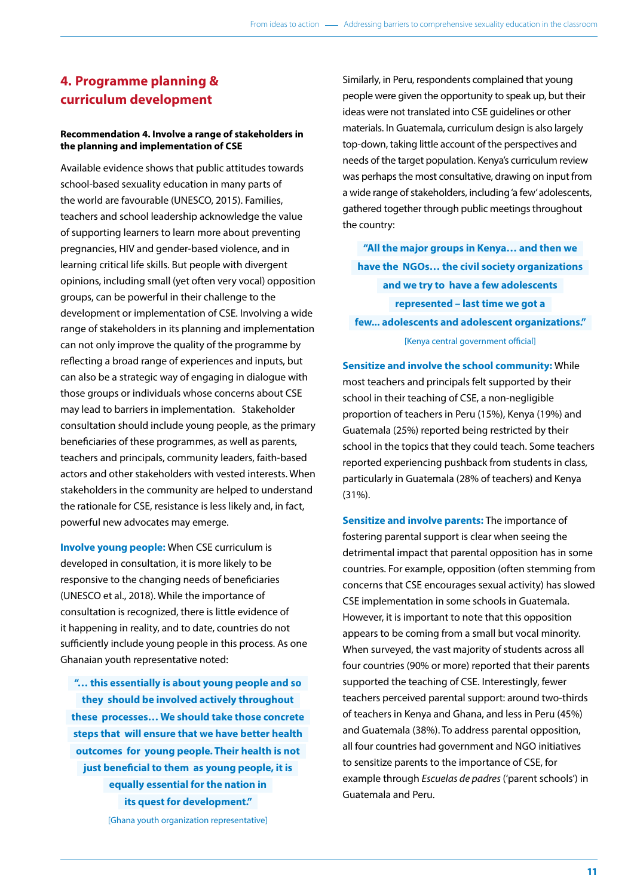## 4. Programme planning & curriculum development

**Recommendation 4. Involve a range of stakeholders in the planning and implementation of CSE**

Available evidence shows that public attitudes towards school-based sexuality education in many parts of the world are favourable (UNESCO, 2015). Families, teachers and school leadership acknowledge the value of supporting learners to learn more about preventing pregnancies, HIV and gender-based violence, and in learning critical life skills. But people with divergent opinions, including small (yet often very vocal) opposition groups, can be powerful in their challenge to the development or implementation of CSE. Involving a wide range of stakeholders in its planning and implementation can not only improve the quality of the programme by reflecting a broad range of experiences and inputs, but can also be a strategic way of engaging in dialogue with those groups or individuals whose concerns about CSE may lead to barriers in implementation. Stakeholder consultation should include young people, as the primary beneficiaries of these programmes, as well as parents, teachers and principals, community leaders, faith-based actors and other stakeholders with vested interests. When stakeholders in the community are helped to understand the rationale for CSE, resistance is less likely and, in fact, powerful new advocates may emerge.

**Involve young people:** When CSE curriculum is developed in consultation, it is more likely to be responsive to the changing needs of beneficiaries (UNESCO et al., 2018). While the importance of consultation is recognized, there is little evidence of it happening in reality, and to date, countries do not sufficiently include young people in this process. As one Ghanaian youth representative noted:

> **"… this essentially is about young people and so they should be involved actively throughout these processes… We should take those concrete steps that will ensure that we have better health outcomes for young people. Their health is not just beneficial to them as young people, it is equally essential for the nation in its quest for development."**
>
> [Ghana youth organization representative]

Similarly, in Peru, respondents complained that young people were given the opportunity to speak up, but their ideas were not translated into CSE guidelines or other materials. In Guatemala, curriculum design is also largely top-down, taking little account of the perspectives and needs of the target population. Kenya's curriculum review was perhaps the most consultative, drawing on input from a wide range of stakeholders, including 'a few' adolescents, gathered together through public meetings throughout the country:

> **"All the major groups in Kenya… and then we have the NGOs… the civil society organizations and we try to have a few adolescents represented – last time we got a few... adolescents and adolescent organizations."**
>
> [Kenya central government official]

**Sensitize and involve the school community:** While most teachers and principals felt supported by their school in their teaching of CSE, a non-negligible proportion of teachers in Peru (15%), Kenya (19%) and Guatemala (25%) reported being restricted by their school in the topics that they could teach. Some teachers reported experiencing pushback from students in class, particularly in Guatemala (28% of teachers) and Kenya (31%).

**Sensitize and involve parents:** The importance of fostering parental support is clear when seeing the detrimental impact that parental opposition has in some countries. For example, opposition (often stemming from concerns that CSE encourages sexual activity) has slowed CSE implementation in some schools in Guatemala. However, it is important to note that this opposition appears to be coming from a small but vocal minority. When surveyed, the vast majority of students across all four countries (90% or more) reported that their parents supported the teaching of CSE. Interestingly, fewer teachers perceived parental support: around two-thirds of teachers in Kenya and Ghana, and less in Peru (45%) and Guatemala (38%). To address parental opposition, all four countries had government and NGO initiatives to sensitize parents to the importance of CSE, for example through *Escuelas de padres* ('parent schools') in Guatemala and Peru.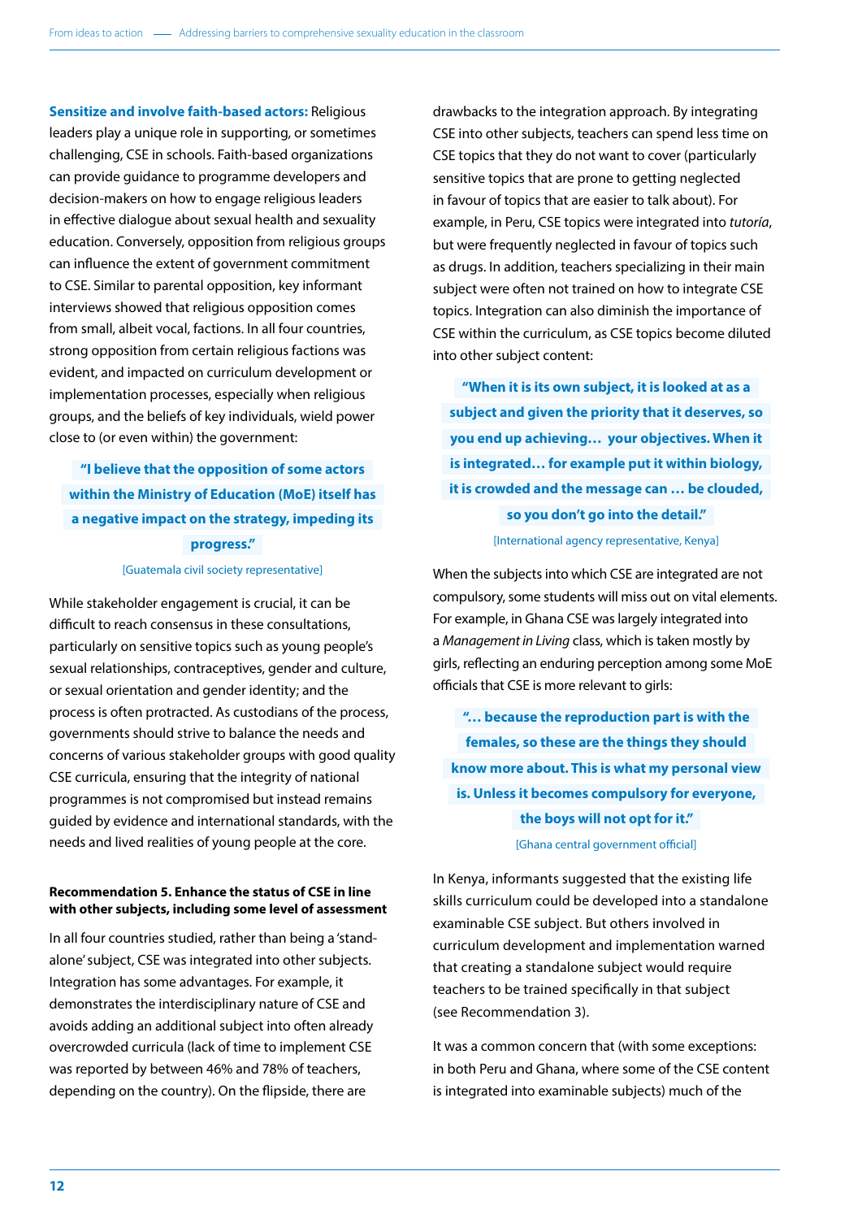**Sensitize and involve faith-based actors:** Religious leaders play a unique role in supporting, or sometimes challenging, CSE in schools. Faith-based organizations can provide guidance to programme developers and decision-makers on how to engage religious leaders in effective dialogue about sexual health and sexuality education. Conversely, opposition from religious groups can influence the extent of government commitment to CSE. Similar to parental opposition, key informant interviews showed that religious opposition comes from small, albeit vocal, factions. In all four countries, strong opposition from certain religious factions was evident, and impacted on curriculum development or implementation processes, especially when religious groups, and the beliefs of key individuals, wield power close to (or even within) the government:

> **"I believe that the opposition of some actors within the Ministry of Education (MoE) itself has a negative impact on the strategy, impeding its progress."**
>
> [Guatemala civil society representative]

While stakeholder engagement is crucial, it can be difficult to reach consensus in these consultations, particularly on sensitive topics such as young people's sexual relationships, contraceptives, gender and culture, or sexual orientation and gender identity; and the process is often protracted. As custodians of the process, governments should strive to balance the needs and concerns of various stakeholder groups with good quality CSE curricula, ensuring that the integrity of national programmes is not compromised but instead remains guided by evidence and international standards, with the needs and lived realities of young people at the core.

#### Recommendation 5. Enhance the status of CSE in line with other subjects, including some level of assessment

In all four countries studied, rather than being a 'stand-alone' subject, CSE was integrated into other subjects. Integration has some advantages. For example, it demonstrates the interdisciplinary nature of CSE and avoids adding an additional subject into often already overcrowded curricula (lack of time to implement CSE was reported by between 46% and 78% of teachers, depending on the country). On the flipside, there are drawbacks to the integration approach. By integrating CSE into other subjects, teachers can spend less time on CSE topics that they do not want to cover (particularly sensitive topics that are prone to getting neglected in favour of topics that are easier to talk about). For example, in Peru, CSE topics were integrated into *tutoría*, but were frequently neglected in favour of topics such as drugs. In addition, teachers specializing in their main subject were often not trained on how to integrate CSE topics. Integration can also diminish the importance of CSE within the curriculum, as CSE topics become diluted into other subject content:

> **"When it is its own subject, it is looked at as a subject and given the priority that it deserves, so you end up achieving… your objectives. When it is integrated… for example put it within biology, it is crowded and the message can … be clouded, so you don't go into the detail."**
>
> [International agency representative, Kenya]

When the subjects into which CSE are integrated are not compulsory, some students will miss out on vital elements. For example, in Ghana CSE was largely integrated into a *Management in Living* class, which is taken mostly by girls, reflecting an enduring perception among some MoE officials that CSE is more relevant to girls:

> **"… because the reproduction part is with the females, so these are the things they should know more about. This is what my personal view is. Unless it becomes compulsory for everyone, the boys will not opt for it."**
>
> [Ghana central government official]

In Kenya, informants suggested that the existing life skills curriculum could be developed into a standalone examinable CSE subject. But others involved in curriculum development and implementation warned that creating a standalone subject would require teachers to be trained specifically in that subject (see Recommendation 3).

It was a common concern that (with some exceptions: in both Peru and Ghana, where some of the CSE content is integrated into examinable subjects) much of the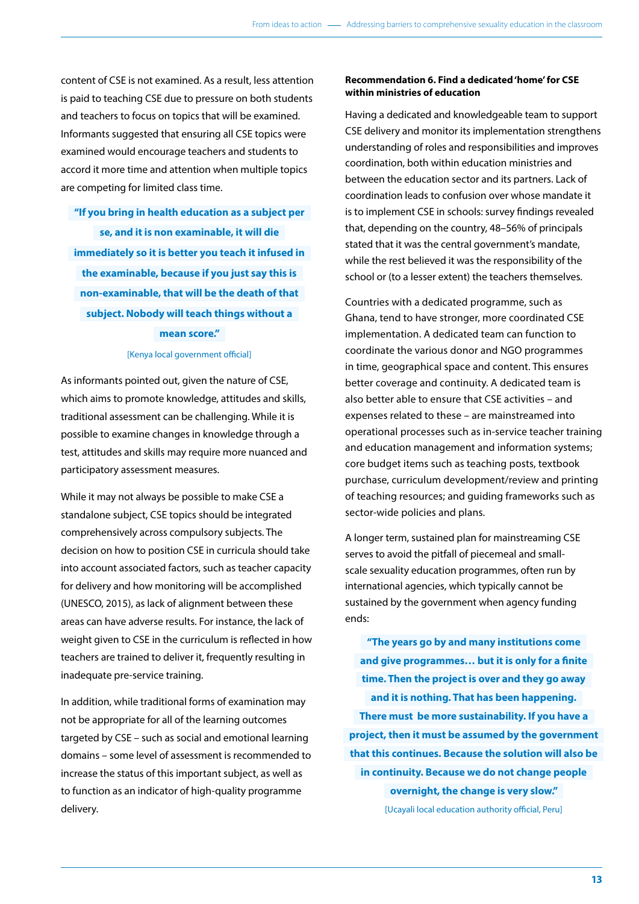content of CSE is not examined. As a result, less attention is paid to teaching CSE due to pressure on both students and teachers to focus on topics that will be examined. Informants suggested that ensuring all CSE topics were examined would encourage teachers and students to accord it more time and attention when multiple topics are competing for limited class time.

> **"If you bring in health education as a subject per se, and it is non examinable, it will die immediately so it is better you teach it infused in the examinable, because if you just say this is non-examinable, that will be the death of that subject. Nobody will teach things without a mean score."**
>
> [Kenya local government official]

As informants pointed out, given the nature of CSE, which aims to promote knowledge, attitudes and skills, traditional assessment can be challenging. While it is possible to examine changes in knowledge through a test, attitudes and skills may require more nuanced and participatory assessment measures.

While it may not always be possible to make CSE a standalone subject, CSE topics should be integrated comprehensively across compulsory subjects. The decision on how to position CSE in curricula should take into account associated factors, such as teacher capacity for delivery and how monitoring will be accomplished (UNESCO, 2015), as lack of alignment between these areas can have adverse results. For instance, the lack of weight given to CSE in the curriculum is reflected in how teachers are trained to deliver it, frequently resulting in inadequate pre-service training.

In addition, while traditional forms of examination may not be appropriate for all of the learning outcomes targeted by CSE – such as social and emotional learning domains – some level of assessment is recommended to increase the status of this important subject, as well as to function as an indicator of high-quality programme delivery.

#### Recommendation 6. Find a dedicated 'home' for CSE within ministries of education

Having a dedicated and knowledgeable team to support CSE delivery and monitor its implementation strengthens understanding of roles and responsibilities and improves coordination, both within education ministries and between the education sector and its partners. Lack of coordination leads to confusion over whose mandate it is to implement CSE in schools: survey findings revealed that, depending on the country, 48–56% of principals stated that it was the central government's mandate, while the rest believed it was the responsibility of the school or (to a lesser extent) the teachers themselves.

Countries with a dedicated programme, such as Ghana, tend to have stronger, more coordinated CSE implementation. A dedicated team can function to coordinate the various donor and NGO programmes in time, geographical space and content. This ensures better coverage and continuity. A dedicated team is also better able to ensure that CSE activities – and expenses related to these – are mainstreamed into operational processes such as in-service teacher training and education management and information systems; core budget items such as teaching posts, textbook purchase, curriculum development/review and printing of teaching resources; and guiding frameworks such as sector-wide policies and plans.

A longer term, sustained plan for mainstreaming CSE serves to avoid the pitfall of piecemeal and small-scale sexuality education programmes, often run by international agencies, which typically cannot be sustained by the government when agency funding ends:

> **"The years go by and many institutions come and give programmes… but it is only for a finite time. Then the project is over and they go away and it is nothing. That has been happening. There must be more sustainability. If you have a project, then it must be assumed by the government that this continues. Because the solution will also be in continuity. Because we do not change people overnight, the change is very slow."**
>
> [Ucayali local education authority official, Peru]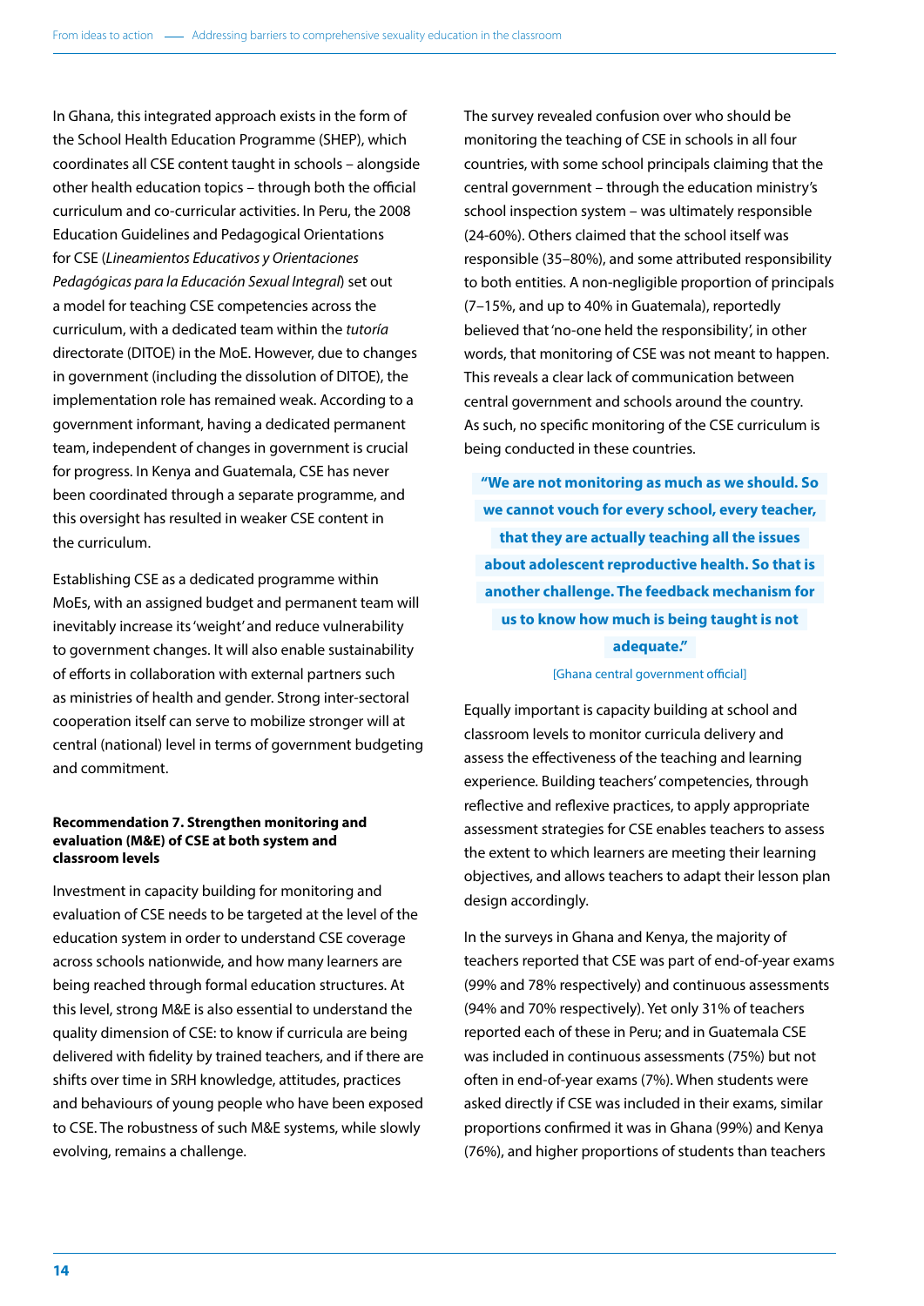In Ghana, this integrated approach exists in the form of the School Health Education Programme (SHEP), which coordinates all CSE content taught in schools – alongside other health education topics – through both the official curriculum and co-curricular activities. In Peru, the 2008 Education Guidelines and Pedagogical Orientations for CSE (*Lineamientos Educativos y Orientaciones Pedagógicas para la Educación Sexual Integral*) set out a model for teaching CSE competencies across the curriculum, with a dedicated team within the *tutoría* directorate (DITOE) in the MoE. However, due to changes in government (including the dissolution of DITOE), the implementation role has remained weak. According to a government informant, having a dedicated permanent team, independent of changes in government is crucial for progress. In Kenya and Guatemala, CSE has never been coordinated through a separate programme, and this oversight has resulted in weaker CSE content in the curriculum.

Establishing CSE as a dedicated programme within MoEs, with an assigned budget and permanent team will inevitably increase its 'weight' and reduce vulnerability to government changes. It will also enable sustainability of efforts in collaboration with external partners such as ministries of health and gender. Strong inter-sectoral cooperation itself can serve to mobilize stronger will at central (national) level in terms of government budgeting and commitment.

#### Recommendation 7. Strengthen monitoring and evaluation (M&E) of CSE at both system and classroom levels

Investment in capacity building for monitoring and evaluation of CSE needs to be targeted at the level of the education system in order to understand CSE coverage across schools nationwide, and how many learners are being reached through formal education structures. At this level, strong M&E is also essential to understand the quality dimension of CSE: to know if curricula are being delivered with fidelity by trained teachers, and if there are shifts over time in SRH knowledge, attitudes, practices and behaviours of young people who have been exposed to CSE. The robustness of such M&E systems, while slowly evolving, remains a challenge.

The survey revealed confusion over who should be monitoring the teaching of CSE in schools in all four countries, with some school principals claiming that the central government – through the education ministry's school inspection system – was ultimately responsible (24-60%). Others claimed that the school itself was responsible (35–80%), and some attributed responsibility to both entities. A non-negligible proportion of principals (7–15%, and up to 40% in Guatemala), reportedly believed that 'no-one held the responsibility', in other words, that monitoring of CSE was not meant to happen. This reveals a clear lack of communication between central government and schools around the country. As such, no specific monitoring of the CSE curriculum is being conducted in these countries.

> **"We are not monitoring as much as we should. So we cannot vouch for every school, every teacher, that they are actually teaching all the issues about adolescent reproductive health. So that is another challenge. The feedback mechanism for us to know how much is being taught is not adequate."**
>
> [Ghana central government official]

Equally important is capacity building at school and classroom levels to monitor curricula delivery and assess the effectiveness of the teaching and learning experience. Building teachers' competencies, through reflective and reflexive practices, to apply appropriate assessment strategies for CSE enables teachers to assess the extent to which learners are meeting their learning objectives, and allows teachers to adapt their lesson plan design accordingly.

In the surveys in Ghana and Kenya, the majority of teachers reported that CSE was part of end-of-year exams (99% and 78% respectively) and continuous assessments (94% and 70% respectively). Yet only 31% of teachers reported each of these in Peru; and in Guatemala CSE was included in continuous assessments (75%) but not often in end-of-year exams (7%). When students were asked directly if CSE was included in their exams, similar proportions confirmed it was in Ghana (99%) and Kenya (76%), and higher proportions of students than teachers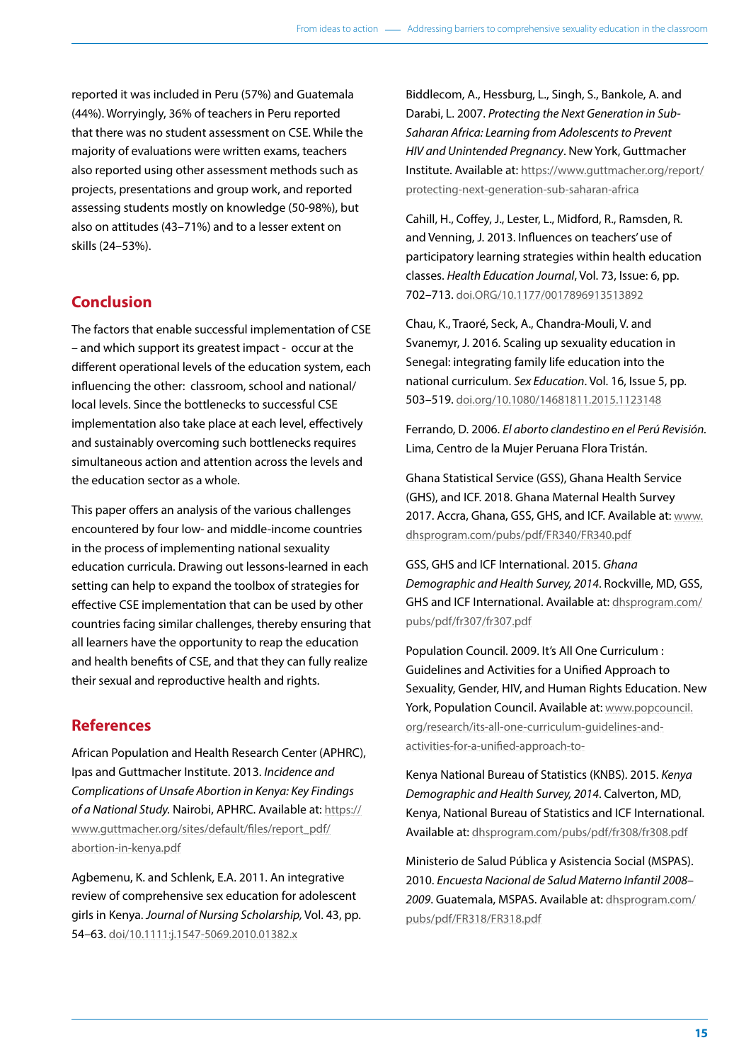reported it was included in Peru (57%) and Guatemala (44%). Worryingly, 36% of teachers in Peru reported that there was no student assessment on CSE. While the majority of evaluations were written exams, teachers also reported using other assessment methods such as projects, presentations and group work, and reported assessing students mostly on knowledge (50-98%), but also on attitudes (43–71%) and to a lesser extent on skills (24–53%).

## Conclusion

The factors that enable successful implementation of CSE – and which support its greatest impact - occur at the different operational levels of the education system, each influencing the other: classroom, school and national/ local levels. Since the bottlenecks to successful CSE implementation also take place at each level, effectively and sustainably overcoming such bottlenecks requires simultaneous action and attention across the levels and the education sector as a whole.

This paper offers an analysis of the various challenges encountered by four low- and middle-income countries in the process of implementing national sexuality education curricula. Drawing out lessons-learned in each setting can help to expand the toolbox of strategies for effective CSE implementation that can be used by other countries facing similar challenges, thereby ensuring that all learners have the opportunity to reap the education and health benefits of CSE, and that they can fully realize their sexual and reproductive health and rights.

## References

African Population and Health Research Center (APHRC), Ipas and Guttmacher Institute. 2013. *Incidence and Complications of Unsafe Abortion in Kenya: Key Findings of a National Study.* Nairobi, APHRC. Available at: https://www.guttmacher.org/sites/default/files/report_pdf/abortion-in-kenya.pdf

Agbemenu, K. and Schlenk, E.A. 2011. An integrative review of comprehensive sex education for adolescent girls in Kenya. *Journal of Nursing Scholarship,* Vol. 43, pp. 54–63. doi/10.1111/j.1547-5069.2010.01382.x

Biddlecom, A., Hessburg, L., Singh, S., Bankole, A. and Darabi, L. 2007. *Protecting the Next Generation in Sub-Saharan Africa: Learning from Adolescents to Prevent HIV and Unintended Pregnancy*. New York, Guttmacher Institute. Available at: https://www.guttmacher.org/report/protecting-next-generation-sub-saharan-africa

Cahill, H., Coffey, J., Lester, L., Midford, R., Ramsden, R. and Venning, J. 2013. Influences on teachers' use of participatory learning strategies within health education classes. *Health Education Journal*, Vol. 73, Issue: 6, pp. 702–713. doi.ORG/10.1177/0017896913513892

Chau, K., Traoré, Seck, A., Chandra-Mouli, V. and Svanemyr, J. 2016. Scaling up sexuality education in Senegal: integrating family life education into the national curriculum. *Sex Education*. Vol. 16, Issue 5, pp. 503–519. doi.org/10.1080/14681811.2015.1123148

Ferrando, D. 2006. *El aborto clandestino en el Perú Revisión.* Lima, Centro de la Mujer Peruana Flora Tristán.

Ghana Statistical Service (GSS), Ghana Health Service (GHS), and ICF. 2018. Ghana Maternal Health Survey 2017. Accra, Ghana, GSS, GHS, and ICF. Available at: www.dhsprogram.com/pubs/pdf/FR340/FR340.pdf

GSS, GHS and ICF International. 2015. *Ghana Demographic and Health Survey, 2014*. Rockville, MD, GSS, GHS and ICF International. Available at: dhsprogram.com/pubs/pdf/fr307/fr307.pdf

Population Council. 2009. It's All One Curriculum : Guidelines and Activities for a Unified Approach to Sexuality, Gender, HIV, and Human Rights Education. New York, Population Council. Available at: www.popcouncil.org/research/its-all-one-curriculum-guidelines-and-activities-for-a-unified-approach-to-

Kenya National Bureau of Statistics (KNBS). 2015. *Kenya Demographic and Health Survey, 2014*. Calverton, MD, Kenya, National Bureau of Statistics and ICF International. Available at: dhsprogram.com/pubs/pdf/fr308/fr308.pdf

Ministerio de Salud Pública y Asistencia Social (MSPAS). 2010. *Encuesta Nacional de Salud Materno Infantil 2008–2009*. Guatemala, MSPAS. Available at: dhsprogram.com/pubs/pdf/FR318/FR318.pdf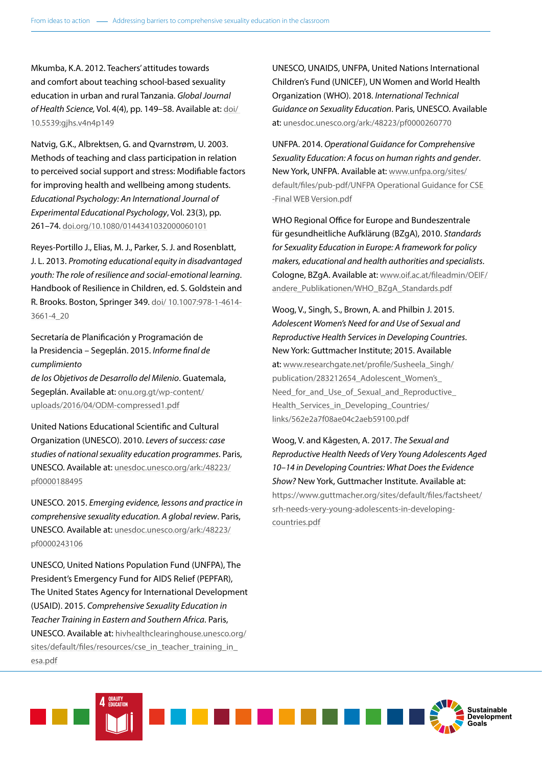Mkumba, K.A. 2012. Teachers' attitudes towards and comfort about teaching school-based sexuality education in urban and rural Tanzania. *Global Journal of Health Science*, Vol. 4(4), pp. 149–58. Available at: doi/10.5539:gjhs.v4n4p149

Natvig, G.K., Albrektsen, G. and Qvarnstrøm, U. 2003. Methods of teaching and class participation in relation to perceived social support and stress: Modifiable factors for improving health and wellbeing among students. *Educational Psychology: An International Journal of Experimental Educational Psychology*, Vol. 23(3), pp. 261–74. doi.org/10.1080/0144341032000060101

Reyes-Portillo J., Elias, M. J., Parker, S. J. and Rosenblatt, J. L. 2013. *Promoting educational equity in disadvantaged youth: The role of resilience and social-emotional learning*. Handbook of Resilience in Children, ed. S. Goldstein and R. Brooks. Boston, Springer 349. doi/ 10.1007:978-1-4614-3661-4_20

Secretaría de Planificación y Programación de la Presidencia – Segeplán. 2015. *Informe final de cumplimiento de los Objetivos de Desarrollo del Milenio*. Guatemala, Segeplán. Available at: onu.org.gt/wp-content/uploads/2016/04/ODM-compressed1.pdf

United Nations Educational Scientific and Cultural Organization (UNESCO). 2010. *Levers of success: case studies of national sexuality education programmes*. Paris, UNESCO. Available at: unesdoc.unesco.org/ark:/48223/pf0000188495

UNESCO. 2015. *Emerging evidence, lessons and practice in comprehensive sexuality education. A global review*. Paris, UNESCO. Available at: unesdoc.unesco.org/ark:/48223/pf0000243106

UNESCO, United Nations Population Fund (UNFPA), The President's Emergency Fund for AIDS Relief (PEPFAR), The United States Agency for International Development (USAID). 2015. *Comprehensive Sexuality Education in Teacher Training in Eastern and Southern Africa*. Paris, UNESCO. Available at: hivhealthclearinghouse.unesco.org/sites/default/files/resources/cse_in_teacher_training_in_esa.pdf

UNESCO, UNAIDS, UNFPA, United Nations International Children's Fund (UNICEF), UN Women and World Health Organization (WHO). 2018. *International Technical Guidance on Sexuality Education*. Paris, UNESCO. Available at: unesdoc.unesco.org/ark:/48223/pf0000260770

UNFPA. 2014. *Operational Guidance for Comprehensive Sexuality Education: A focus on human rights and gender*. New York, UNFPA. Available at: www.unfpa.org/sites/default/files/pub-pdf/UNFPA Operational Guidance for CSE -Final WEB Version.pdf

WHO Regional Office for Europe and Bundeszentrale für gesundheitliche Aufklärung (BZgA), 2010. *Standards for Sexuality Education in Europe: A framework for policy makers, educational and health authorities and specialists*. Cologne, BZgA. Available at: www.oif.ac.at/fileadmin/OEIF/andere_Publikationen/WHO_BZgA_Standards.pdf

Woog, V., Singh, S., Brown, A. and Philbin J. 2015. *Adolescent Women's Need for and Use of Sexual and Reproductive Health Services in Developing Countries*. New York: Guttmacher Institute; 2015. Available at: www.researchgate.net/profile/Susheela_Singh/publication/283212654_Adolescent_Women's_Need_for_and_Use_of_Sexual_and_Reproductive_Health_Services_in_Developing_Countries/links/562e2a7f08ae04c2aeb59100.pdf

Woog, V. and Kågesten, A. 2017. *The Sexual and Reproductive Health Needs of Very Young Adolescents Aged 10–14 in Developing Countries: What Does the Evidence Show?* New York, Guttmacher Institute. Available at: https://www.guttmacher.org/sites/default/files/factsheet/srh-needs-very-young-adolescents-in-developing-countries.pdf